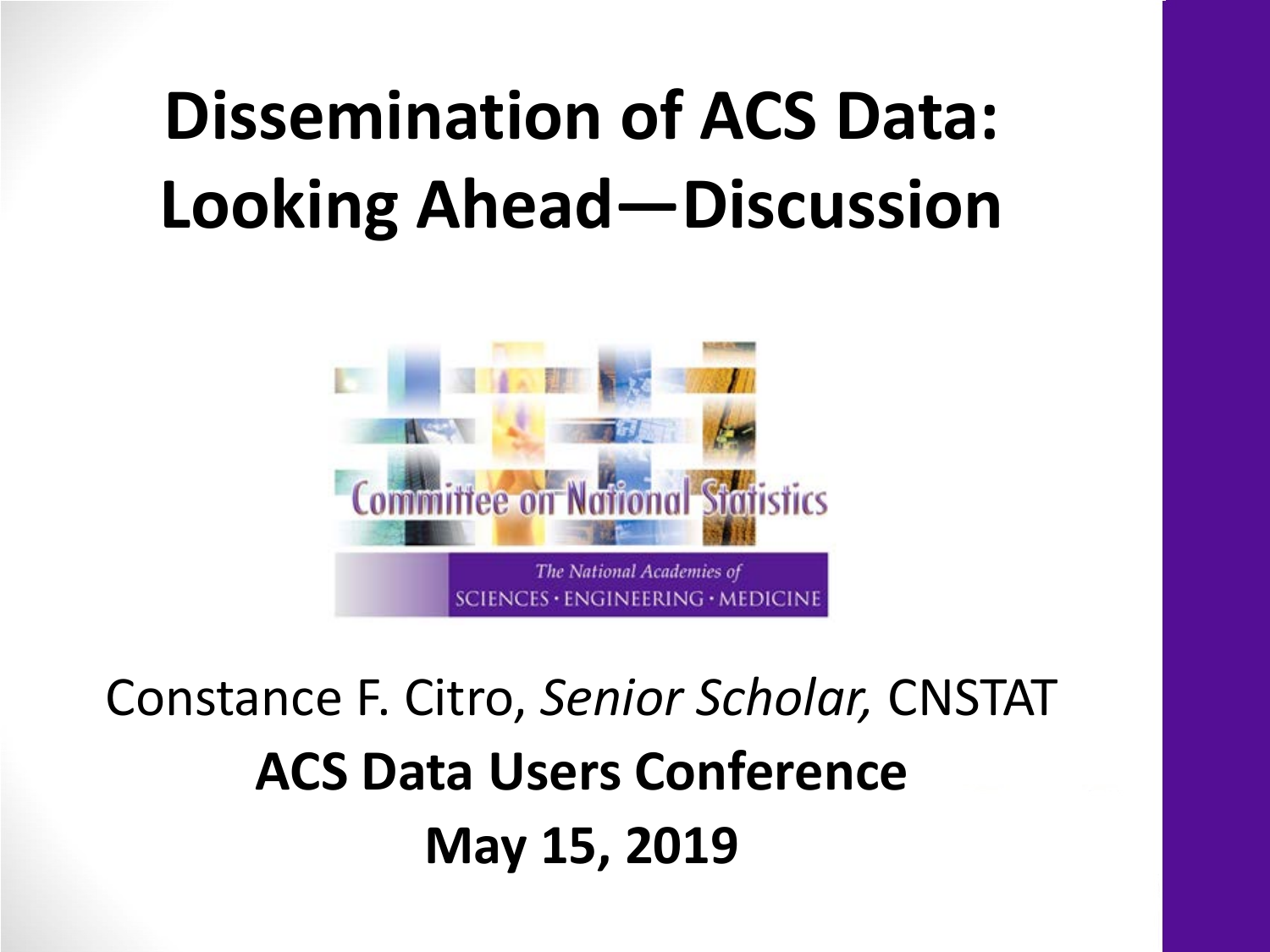# Dissemination of ACS Data: Looking Ahead—Discussion

Committee on National Statistics

*The National Academies of*
SCIENCES · ENGINEERING · MEDICINE

Constance F. Citro, *Senior Scholar,* CNSTAT

**ACS Data Users Conference**

**May 15, 2019**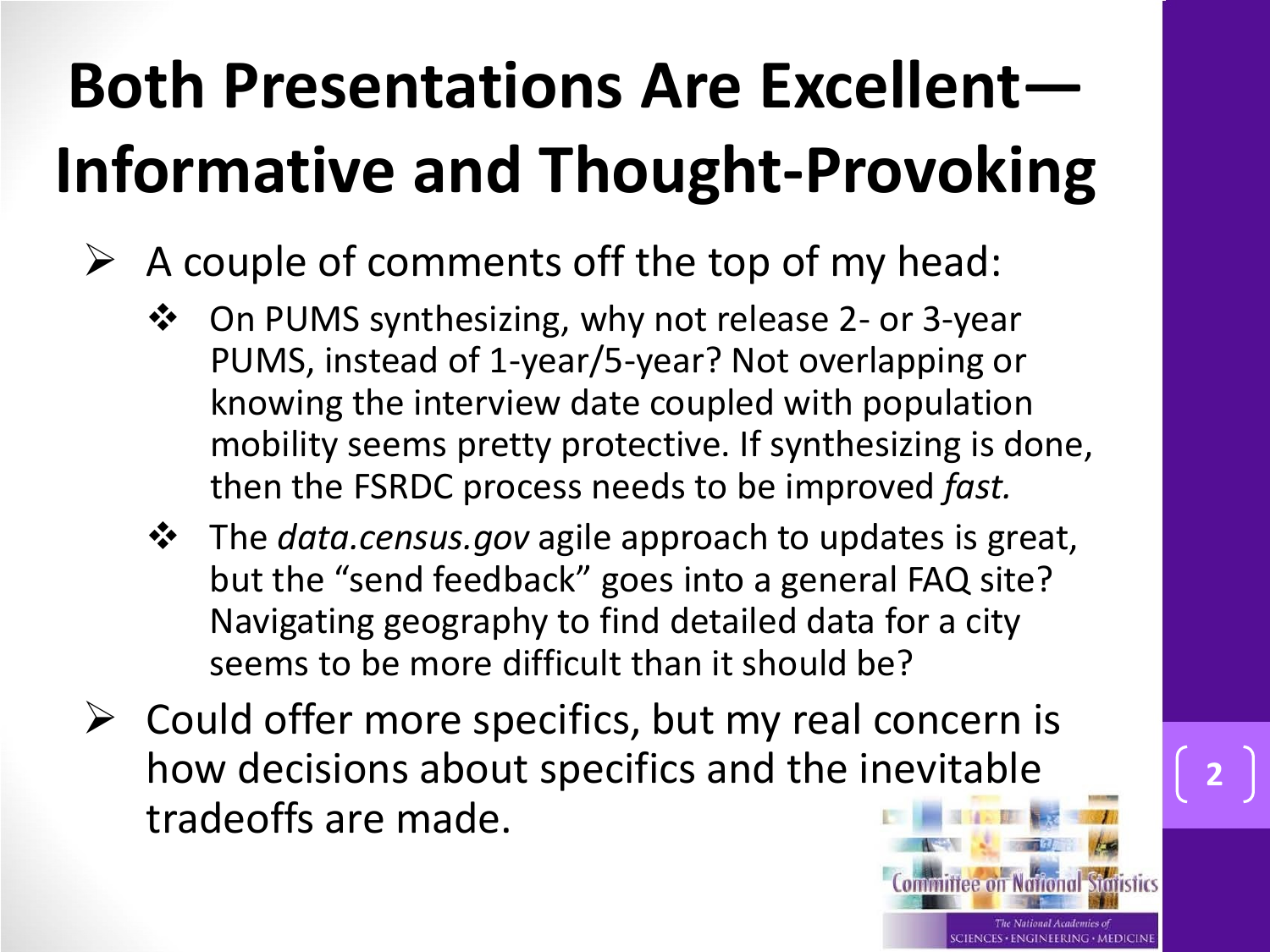# Both Presentations Are Excellent—Informative and Thought-Provoking

- A couple of comments off the top of my head:
  - On PUMS synthesizing, why not release 2- or 3-year PUMS, instead of 1-year/5-year? Not overlapping or knowing the interview date coupled with population mobility seems pretty protective. If synthesizing is done, then the FSRDC process needs to be improved *fast.*
  - The *data.census.gov* agile approach to updates is great, but the "send feedback" goes into a general FAQ site? Navigating geography to find detailed data for a city seems to be more difficult than it should be?
- Could offer more specifics, but my real concern is how decisions about specifics and the inevitable tradeoffs are made.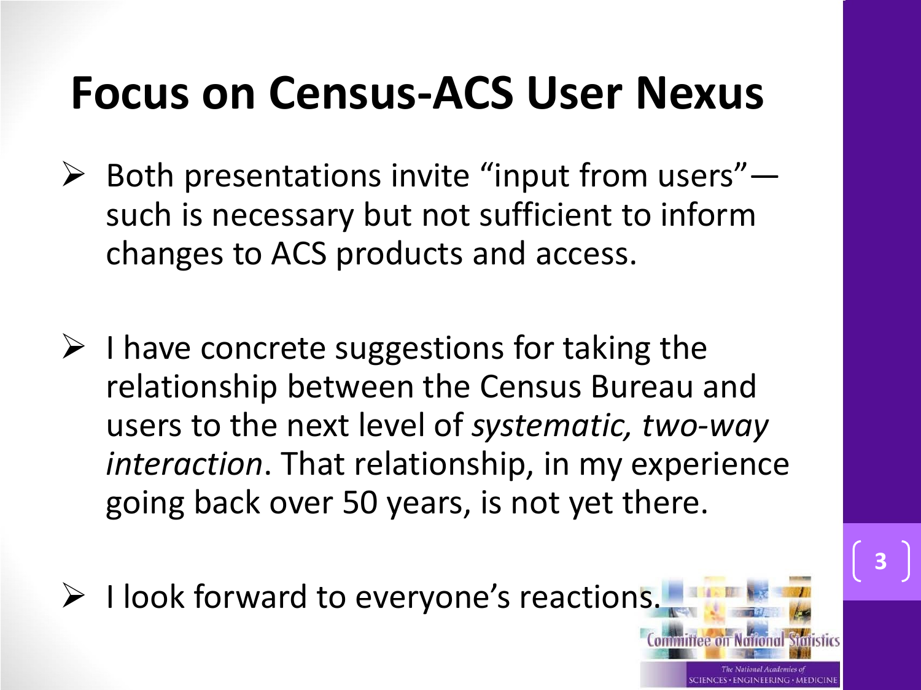# Focus on Census-ACS User Nexus

- Both presentations invite "input from users"—such is necessary but not sufficient to inform changes to ACS products and access.
- I have concrete suggestions for taking the relationship between the Census Bureau and users to the next level of *systematic, two-way interaction*. That relationship, in my experience going back over 50 years, is not yet there.
- I look forward to everyone's reactions.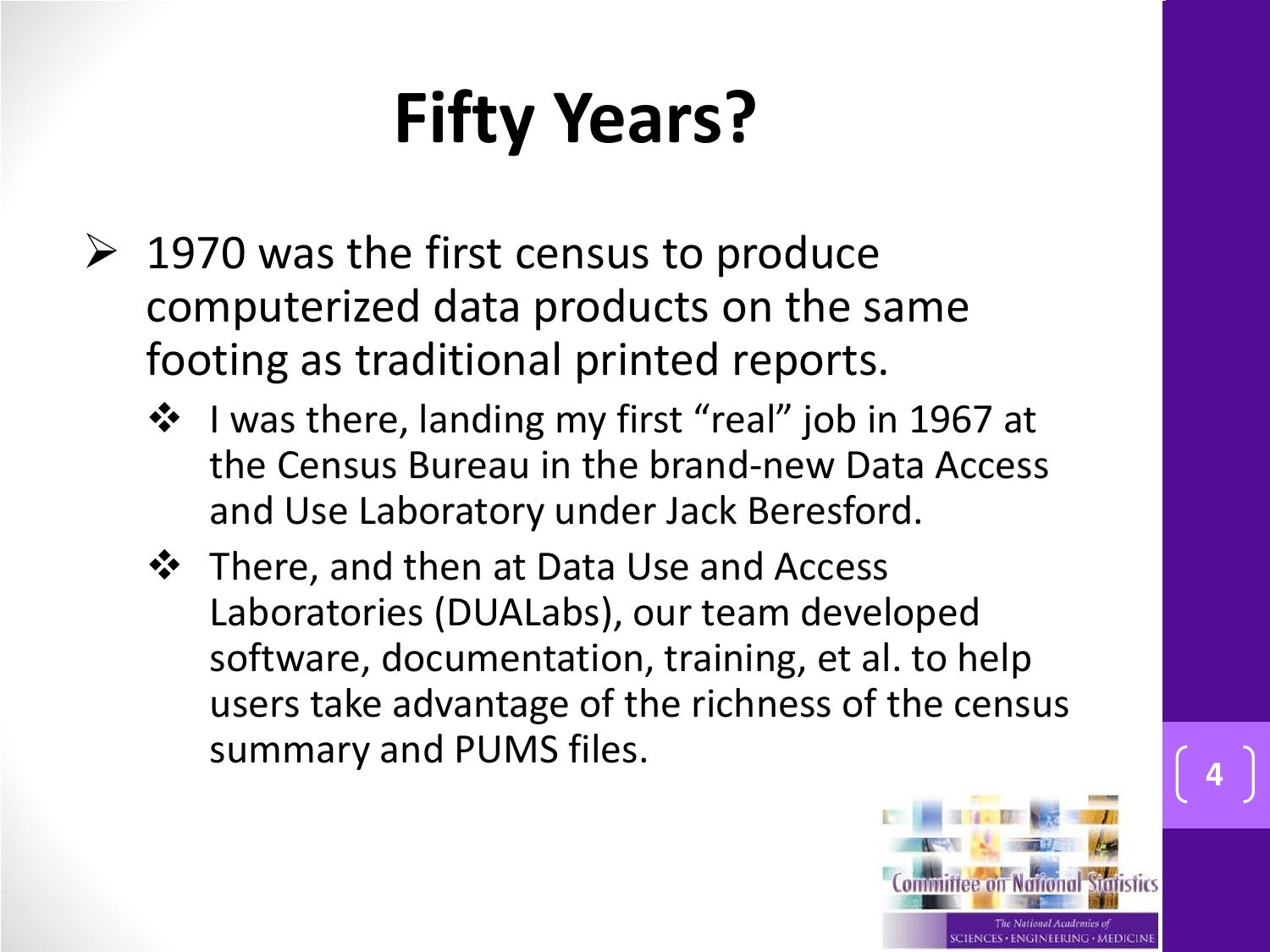# Fifty Years?

- 1970 was the first census to produce computerized data products on the same footing as traditional printed reports.
  - I was there, landing my first "real" job in 1967 at the Census Bureau in the brand-new Data Access and Use Laboratory under Jack Beresford.
  - There, and then at Data Use and Access Laboratories (DUALabs), our team developed software, documentation, training, et al. to help users take advantage of the richness of the census summary and PUMS files.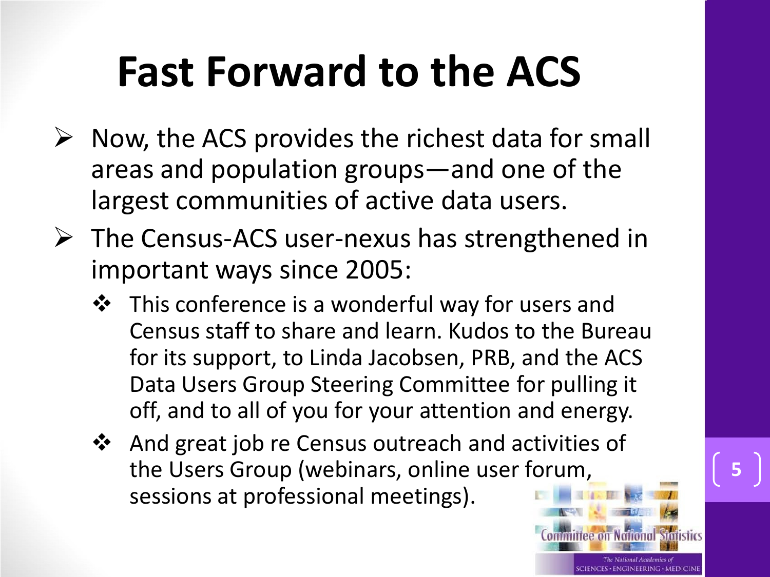# Fast Forward to the ACS

- Now, the ACS provides the richest data for small areas and population groups—and one of the largest communities of active data users.
- The Census-ACS user-nexus has strengthened in important ways since 2005:
  - This conference is a wonderful way for users and Census staff to share and learn. Kudos to the Bureau for its support, to Linda Jacobsen, PRB, and the ACS Data Users Group Steering Committee for pulling it off, and to all of you for your attention and energy.
  - And great job re Census outreach and activities of the Users Group (webinars, online user forum, sessions at professional meetings).

Committee on National Statistics

The National Academies of SCIENCES · ENGINEERING · MEDICINE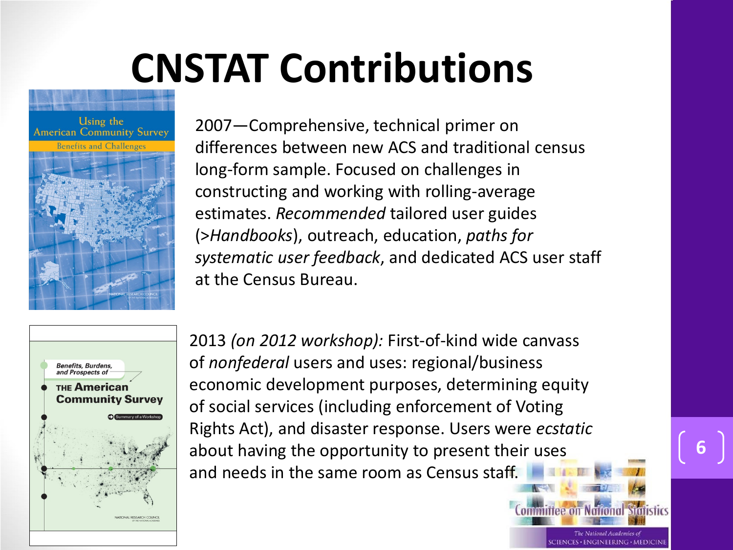# CNSTAT Contributions

2007—Comprehensive, technical primer on differences between new ACS and traditional census long-form sample. Focused on challenges in constructing and working with rolling-average estimates. *Recommended* tailored user guides (>*Handbooks*), outreach, education, *paths for systematic user feedback*, and dedicated ACS user staff at the Census Bureau.

2013 *(on 2012 workshop):* First-of-kind wide canvass of *nonfederal* users and uses: regional/business economic development purposes, determining equity of social services (including enforcement of Voting Rights Act), and disaster response. Users were *ecstatic* about having the opportunity to present their uses and needs in the same room as Census staff.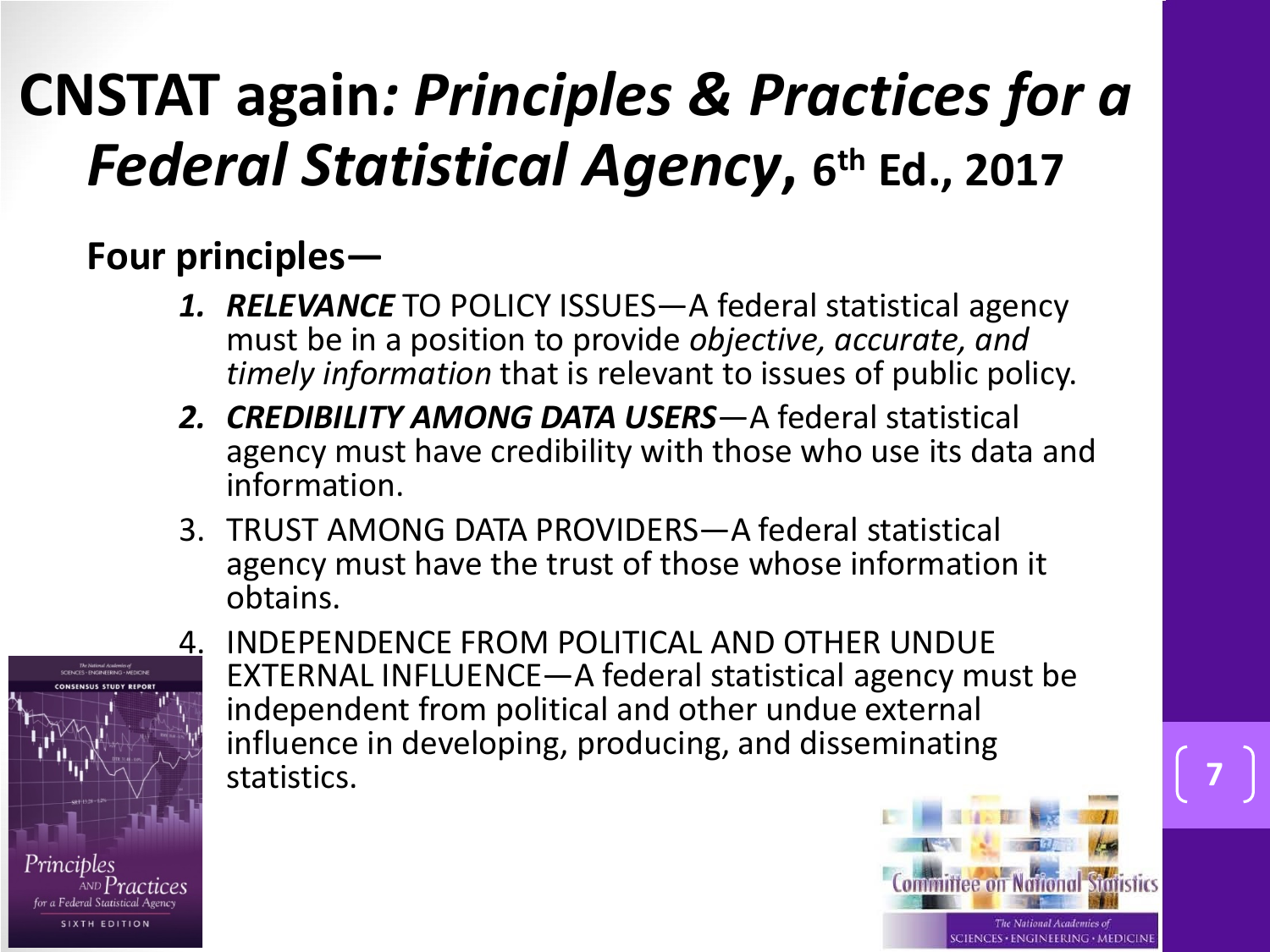# CNSTAT again*: Principles & Practices for a Federal Statistical Agency*, 6th Ed., 2017

**Four principles—**

1. ***RELEVANCE*** TO POLICY ISSUES—A federal statistical agency must be in a position to provide *objective, accurate, and timely information* that is relevant to issues of public policy.
2. ***CREDIBILITY AMONG DATA USERS***—A federal statistical agency must have credibility with those who use its data and information.
3. TRUST AMONG DATA PROVIDERS—A federal statistical agency must have the trust of those whose information it obtains.
4. INDEPENDENCE FROM POLITICAL AND OTHER UNDUE EXTERNAL INFLUENCE—A federal statistical agency must be independent from political and other undue external influence in developing, producing, and disseminating statistics.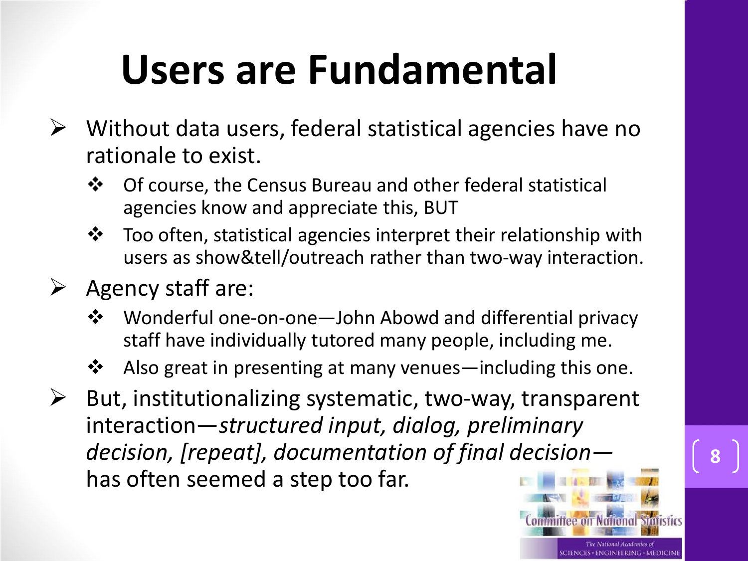# Users are Fundamental

- Without data users, federal statistical agencies have no rationale to exist.
  - Of course, the Census Bureau and other federal statistical agencies know and appreciate this, BUT
  - Too often, statistical agencies interpret their relationship with users as show&tell/outreach rather than two-way interaction.
- Agency staff are:
  - Wonderful one-on-one—John Abowd and differential privacy staff have individually tutored many people, including me.
  - Also great in presenting at many venues—including this one.
- But, institutionalizing systematic, two-way, transparent interaction—*structured input, dialog, preliminary decision, [repeat], documentation of final decision*—has often seemed a step too far.

Committee on National Statistics

The National Academies of SCIENCES · ENGINEERING · MEDICINE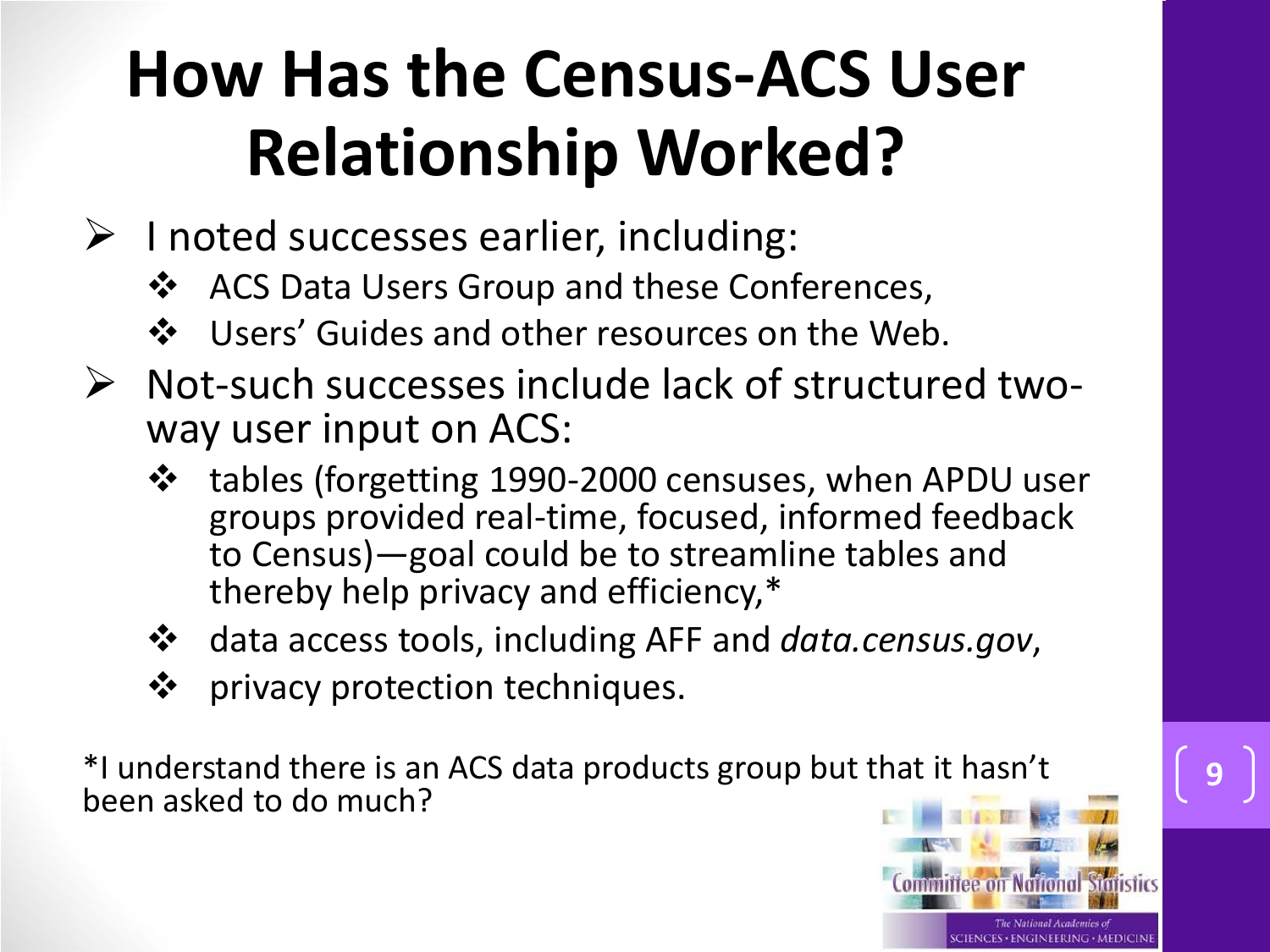# How Has the Census-ACS User Relationship Worked?

- I noted successes earlier, including:
  - ACS Data Users Group and these Conferences,
  - Users' Guides and other resources on the Web.
- Not-such successes include lack of structured two-way user input on ACS:
  - tables (forgetting 1990-2000 censuses, when APDU user groups provided real-time, focused, informed feedback to Census)—goal could be to streamline tables and thereby help privacy and efficiency,*
  - data access tools, including AFF and *data.census.gov*,
  - privacy protection techniques.

*I understand there is an ACS data products group but that it hasn't been asked to do much?

Committee on National Statistics

The National Academies of SCIENCES • ENGINEERING • MEDICINE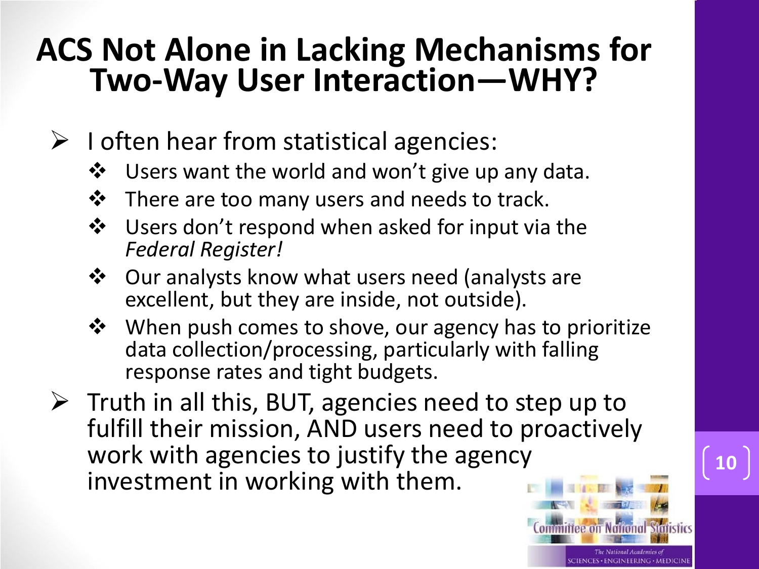# ACS Not Alone in Lacking Mechanisms for Two-Way User Interaction—WHY?

- I often hear from statistical agencies:
  - Users want the world and won't give up any data.
  - There are too many users and needs to track.
  - Users don't respond when asked for input via the *Federal Register!*
  - Our analysts know what users need (analysts are excellent, but they are inside, not outside).
  - When push comes to shove, our agency has to prioritize data collection/processing, particularly with falling response rates and tight budgets.
- Truth in all this, BUT, agencies need to step up to fulfill their mission, AND users need to proactively work with agencies to justify the agency investment in working with them.

Committee on National Statistics

The National Academies of SCIENCES · ENGINEERING · MEDICINE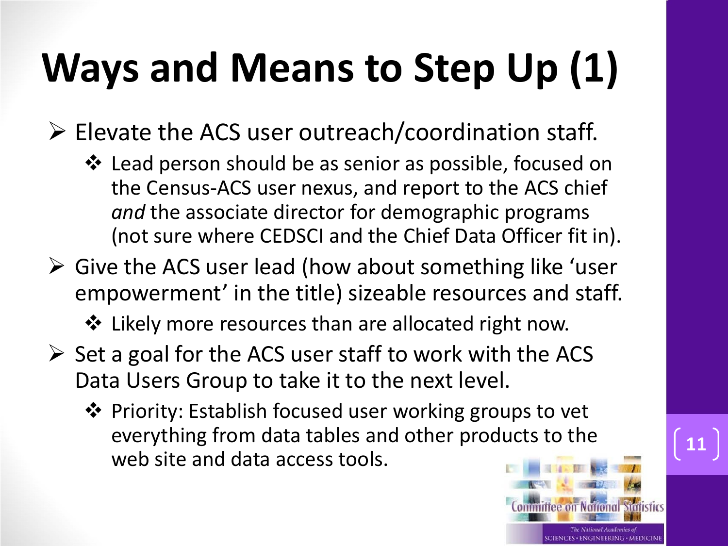# Ways and Means to Step Up (1)

- Elevate the ACS user outreach/coordination staff.
  - Lead person should be as senior as possible, focused on the Census-ACS user nexus, and report to the ACS chief *and* the associate director for demographic programs (not sure where CEDSCI and the Chief Data Officer fit in).
- Give the ACS user lead (how about something like 'user empowerment' in the title) sizeable resources and staff.
  - Likely more resources than are allocated right now.
- Set a goal for the ACS user staff to work with the ACS Data Users Group to take it to the next level.
  - Priority: Establish focused user working groups to vet everything from data tables and other products to the web site and data access tools.

Committee on National Statistics

The National Academies of SCIENCES · ENGINEERING · MEDICINE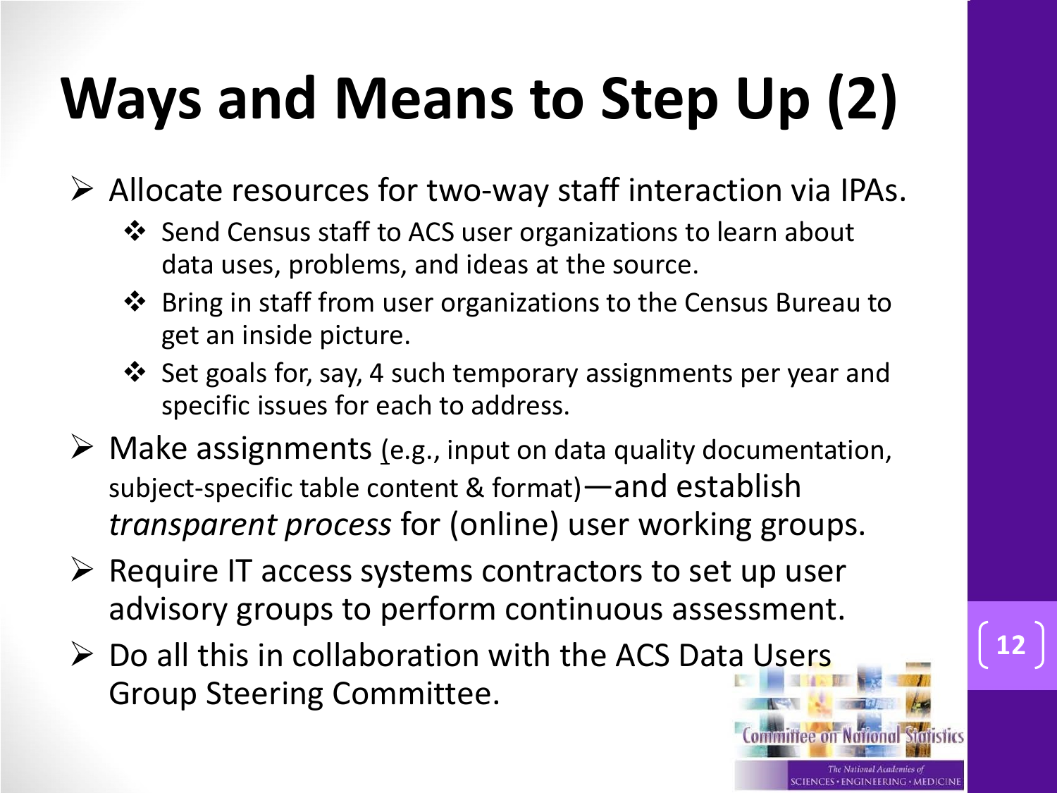# Ways and Means to Step Up (2)

- Allocate resources for two-way staff interaction via IPAs.
  - Send Census staff to ACS user organizations to learn about data uses, problems, and ideas at the source.
  - Bring in staff from user organizations to the Census Bureau to get an inside picture.
  - Set goals for, say, 4 such temporary assignments per year and specific issues for each to address.
- Make assignments (e.g., input on data quality documentation, subject-specific table content & format)—and establish *transparent process* for (online) user working groups.
- Require IT access systems contractors to set up user advisory groups to perform continuous assessment.
- Do all this in collaboration with the ACS Data Users Group Steering Committee.

Committee on National Statistics

The National Academies of SCIENCES · ENGINEERING · MEDICINE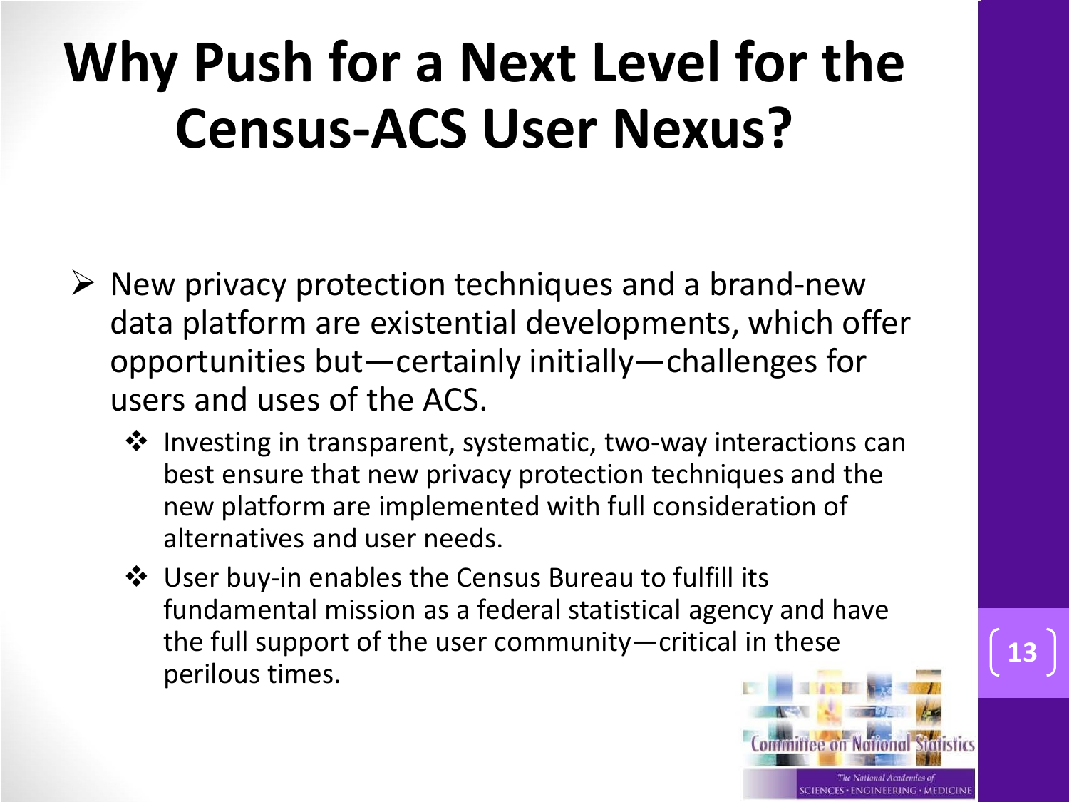# Why Push for a Next Level for the Census-ACS User Nexus?

- New privacy protection techniques and a brand-new data platform are existential developments, which offer opportunities but—certainly initially—challenges for users and uses of the ACS.
  - Investing in transparent, systematic, two-way interactions can best ensure that new privacy protection techniques and the new platform are implemented with full consideration of alternatives and user needs.
  - User buy-in enables the Census Bureau to fulfill its fundamental mission as a federal statistical agency and have the full support of the user community—critical in these perilous times.

Committee on National Statistics

The National Academies of SCIENCES · ENGINEERING · MEDICINE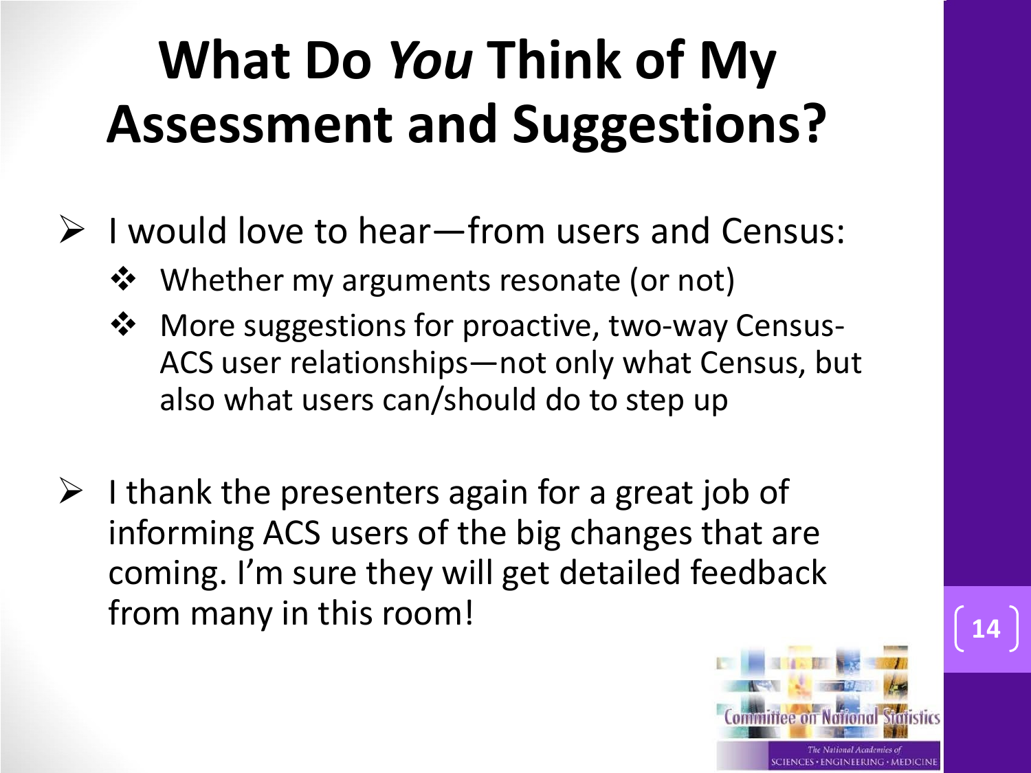# What Do *You* Think of My Assessment and Suggestions?

- I would love to hear—from users and Census:
  - Whether my arguments resonate (or not)
  - More suggestions for proactive, two-way Census-ACS user relationships—not only what Census, but also what users can/should do to step up

- I thank the presenters again for a great job of informing ACS users of the big changes that are coming. I'm sure they will get detailed feedback from many in this room!

Committee on National Statistics

The National Academies of SCIENCES · ENGINEERING · MEDICINE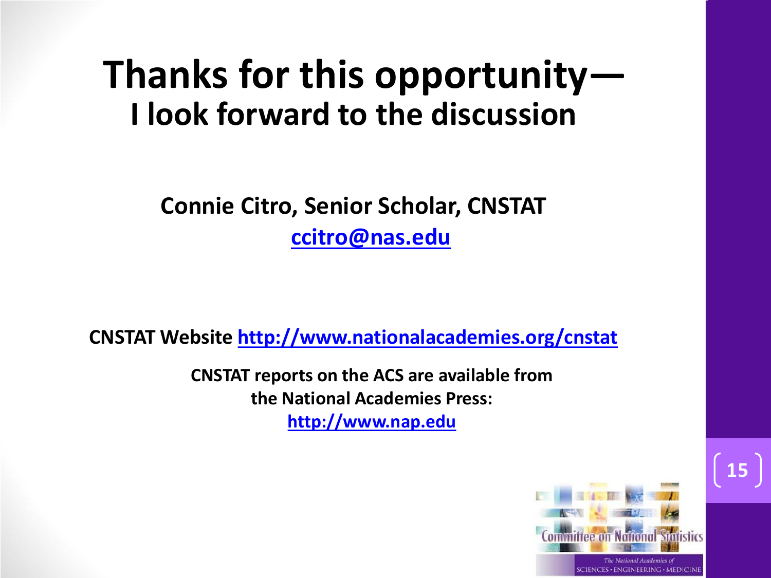# Thanks for this opportunity—
## I look forward to the discussion

**Connie Citro, Senior Scholar, CNSTAT**
**ccitro@nas.edu**

**CNSTAT Website http://www.nationalacademies.org/cnstat**

**CNSTAT reports on the ACS are available from the National Academies Press: http://www.nap.edu**